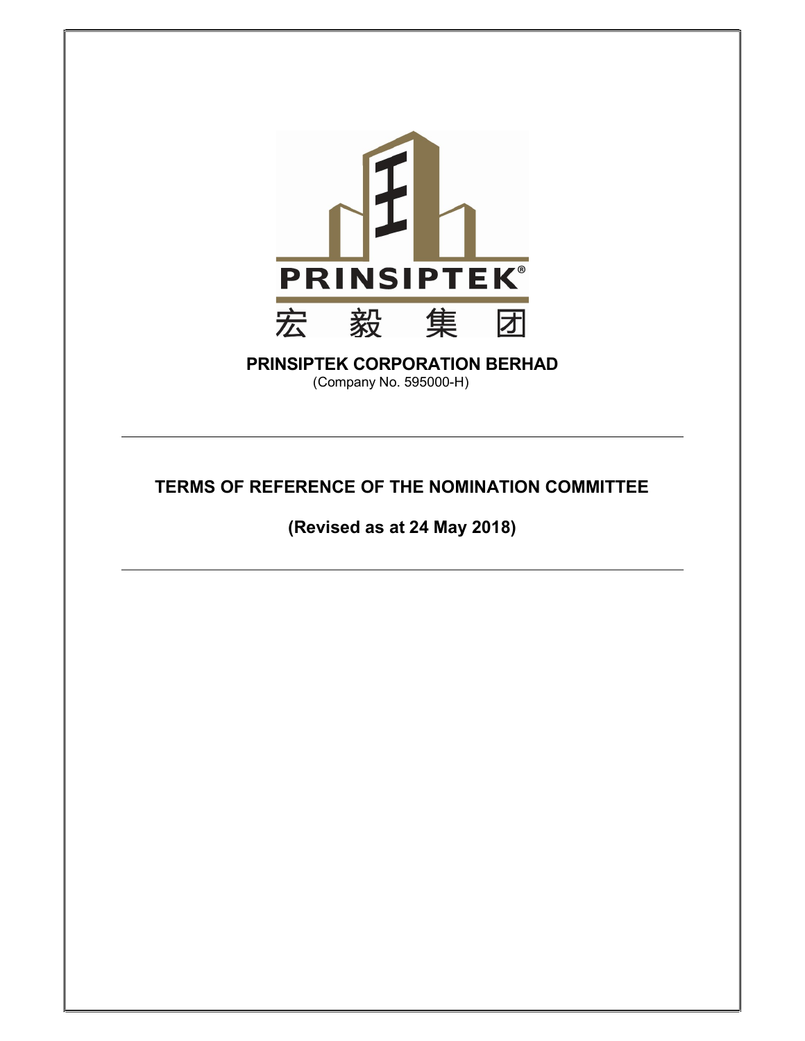PRINSIPTEK®

宏 毅 集 团

**PRINSIPTEK CORPORATION BERHAD**
(Company No. 595000-H)

---

# TERMS OF REFERENCE OF THE NOMINATION COMMITTEE

## (Revised as at 24 May 2018)

---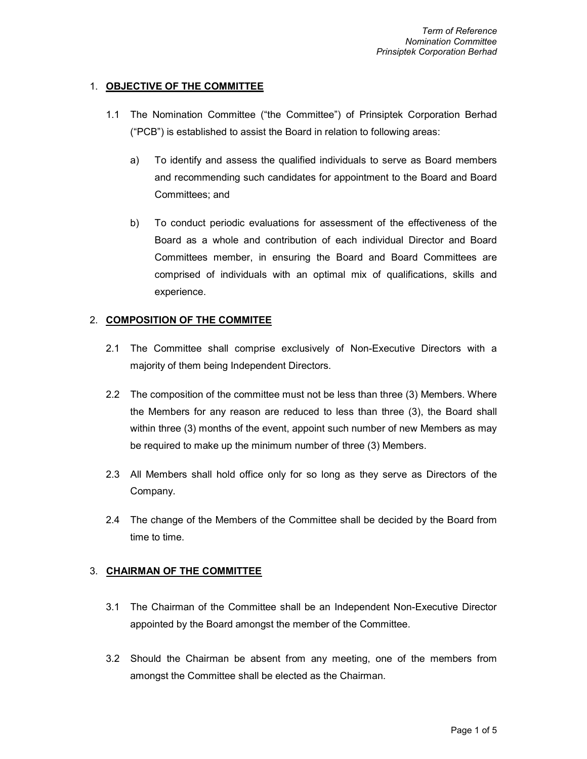## 1. OBJECTIVE OF THE COMMITTEE

1.1 The Nomination Committee ("the Committee") of Prinsiptek Corporation Berhad ("PCB") is established to assist the Board in relation to following areas:

a) To identify and assess the qualified individuals to serve as Board members and recommending such candidates for appointment to the Board and Board Committees; and

b) To conduct periodic evaluations for assessment of the effectiveness of the Board as a whole and contribution of each individual Director and Board Committees member, in ensuring the Board and Board Committees are comprised of individuals with an optimal mix of qualifications, skills and experience.

## 2. COMPOSITION OF THE COMMITEE

2.1 The Committee shall comprise exclusively of Non-Executive Directors with a majority of them being Independent Directors.

2.2 The composition of the committee must not be less than three (3) Members. Where the Members for any reason are reduced to less than three (3), the Board shall within three (3) months of the event, appoint such number of new Members as may be required to make up the minimum number of three (3) Members.

2.3 All Members shall hold office only for so long as they serve as Directors of the Company.

2.4 The change of the Members of the Committee shall be decided by the Board from time to time.

## 3. CHAIRMAN OF THE COMMITTEE

3.1 The Chairman of the Committee shall be an Independent Non-Executive Director appointed by the Board amongst the member of the Committee.

3.2 Should the Chairman be absent from any meeting, one of the members from amongst the Committee shall be elected as the Chairman.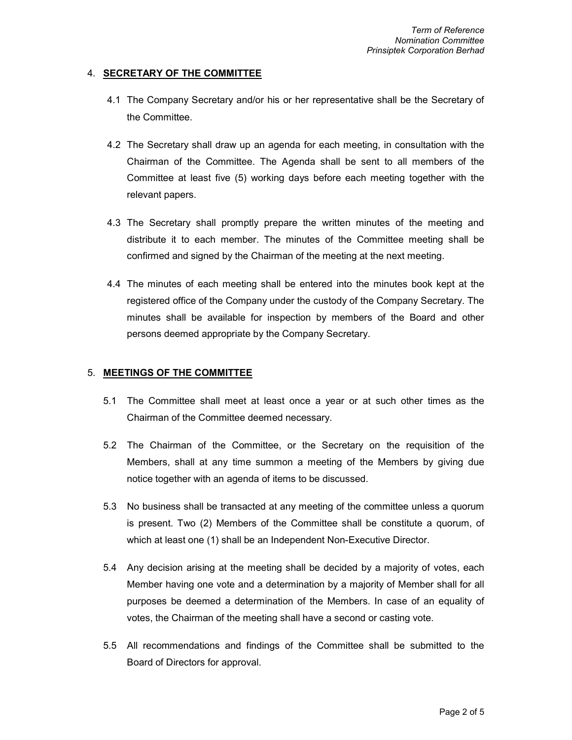## 4. SECRETARY OF THE COMMITTEE

4.1 The Company Secretary and/or his or her representative shall be the Secretary of the Committee.

4.2 The Secretary shall draw up an agenda for each meeting, in consultation with the Chairman of the Committee. The Agenda shall be sent to all members of the Committee at least five (5) working days before each meeting together with the relevant papers.

4.3 The Secretary shall promptly prepare the written minutes of the meeting and distribute it to each member. The minutes of the Committee meeting shall be confirmed and signed by the Chairman of the meeting at the next meeting.

4.4 The minutes of each meeting shall be entered into the minutes book kept at the registered office of the Company under the custody of the Company Secretary. The minutes shall be available for inspection by members of the Board and other persons deemed appropriate by the Company Secretary.

## 5. MEETINGS OF THE COMMITTEE

5.1 The Committee shall meet at least once a year or at such other times as the Chairman of the Committee deemed necessary.

5.2 The Chairman of the Committee, or the Secretary on the requisition of the Members, shall at any time summon a meeting of the Members by giving due notice together with an agenda of items to be discussed.

5.3 No business shall be transacted at any meeting of the committee unless a quorum is present. Two (2) Members of the Committee shall be constitute a quorum, of which at least one (1) shall be an Independent Non-Executive Director.

5.4 Any decision arising at the meeting shall be decided by a majority of votes, each Member having one vote and a determination by a majority of Member shall for all purposes be deemed a determination of the Members. In case of an equality of votes, the Chairman of the meeting shall have a second or casting vote.

5.5 All recommendations and findings of the Committee shall be submitted to the Board of Directors for approval.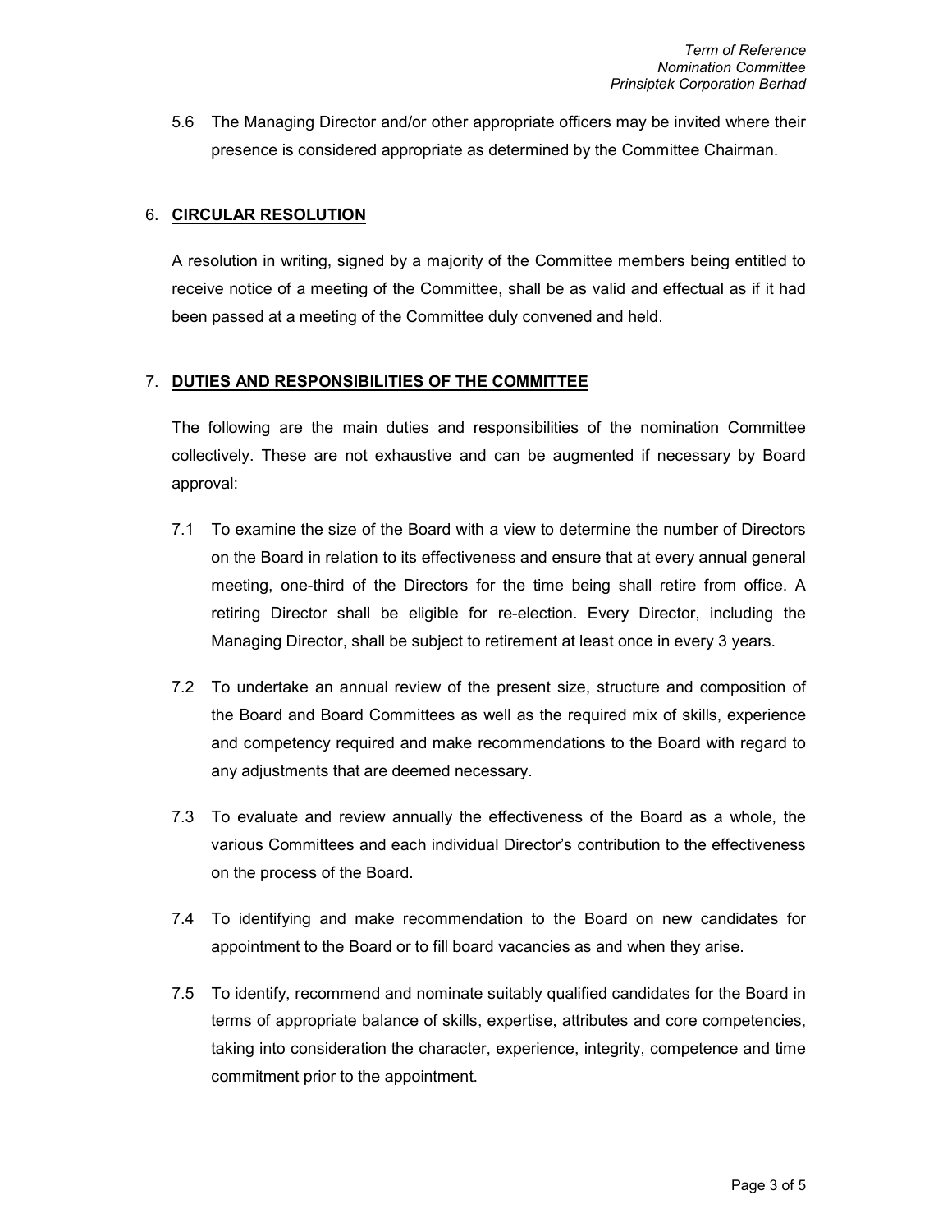5.6 The Managing Director and/or other appropriate officers may be invited where their presence is considered appropriate as determined by the Committee Chairman.

## 6. CIRCULAR RESOLUTION

A resolution in writing, signed by a majority of the Committee members being entitled to receive notice of a meeting of the Committee, shall be as valid and effectual as if it had been passed at a meeting of the Committee duly convened and held.

## 7. DUTIES AND RESPONSIBILITIES OF THE COMMITTEE

The following are the main duties and responsibilities of the nomination Committee collectively. These are not exhaustive and can be augmented if necessary by Board approval:

7.1 To examine the size of the Board with a view to determine the number of Directors on the Board in relation to its effectiveness and ensure that at every annual general meeting, one-third of the Directors for the time being shall retire from office. A retiring Director shall be eligible for re-election. Every Director, including the Managing Director, shall be subject to retirement at least once in every 3 years.

7.2 To undertake an annual review of the present size, structure and composition of the Board and Board Committees as well as the required mix of skills, experience and competency required and make recommendations to the Board with regard to any adjustments that are deemed necessary.

7.3 To evaluate and review annually the effectiveness of the Board as a whole, the various Committees and each individual Director's contribution to the effectiveness on the process of the Board.

7.4 To identifying and make recommendation to the Board on new candidates for appointment to the Board or to fill board vacancies as and when they arise.

7.5 To identify, recommend and nominate suitably qualified candidates for the Board in terms of appropriate balance of skills, expertise, attributes and core competencies, taking into consideration the character, experience, integrity, competence and time commitment prior to the appointment.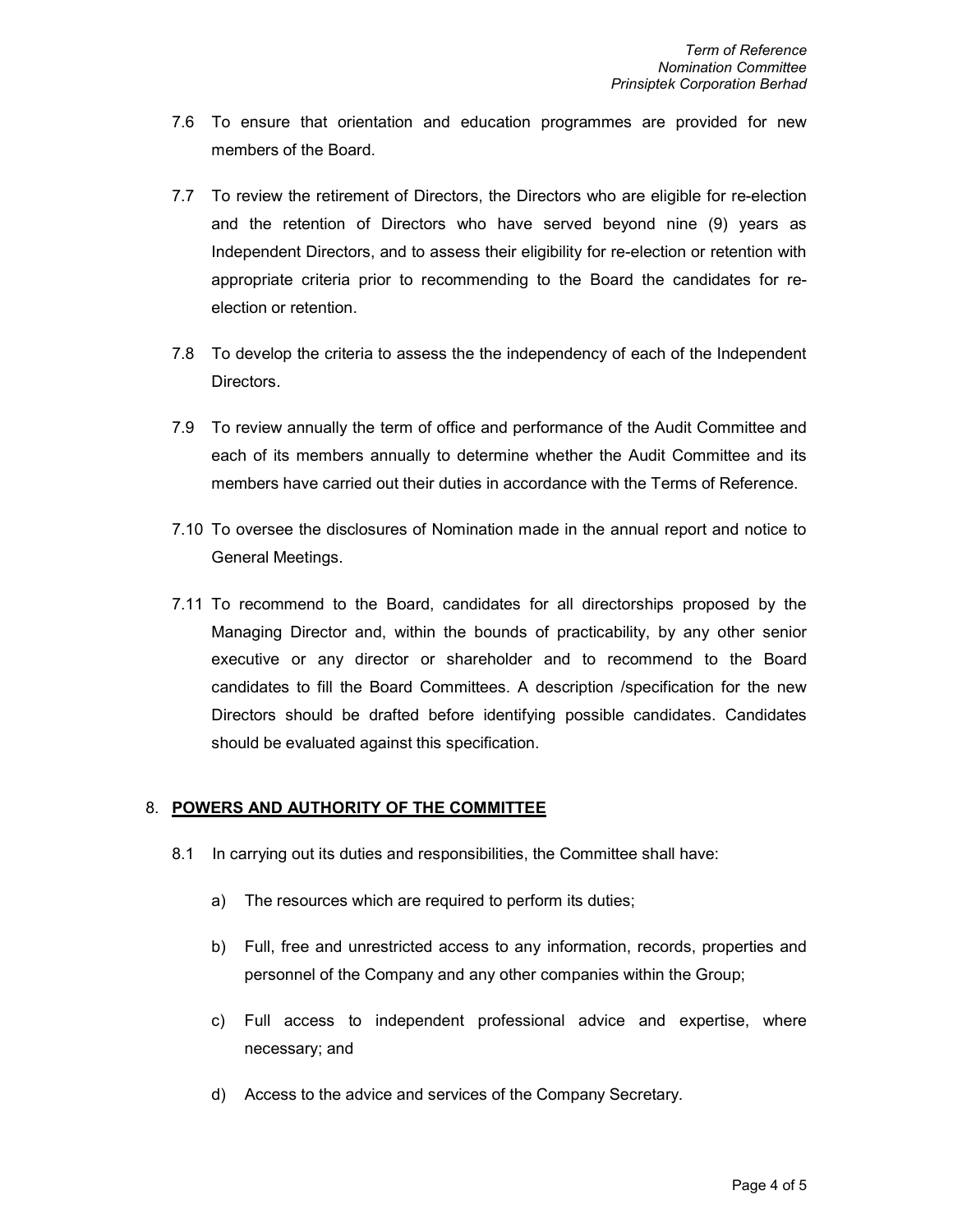7.6 To ensure that orientation and education programmes are provided for new members of the Board.

7.7 To review the retirement of Directors, the Directors who are eligible for re-election and the retention of Directors who have served beyond nine (9) years as Independent Directors, and to assess their eligibility for re-election or retention with appropriate criteria prior to recommending to the Board the candidates for re-election or retention.

7.8 To develop the criteria to assess the the independency of each of the Independent Directors.

7.9 To review annually the term of office and performance of the Audit Committee and each of its members annually to determine whether the Audit Committee and its members have carried out their duties in accordance with the Terms of Reference.

7.10 To oversee the disclosures of Nomination made in the annual report and notice to General Meetings.

7.11 To recommend to the Board, candidates for all directorships proposed by the Managing Director and, within the bounds of practicability, by any other senior executive or any director or shareholder and to recommend to the Board candidates to fill the Board Committees. A description /specification for the new Directors should be drafted before identifying possible candidates. Candidates should be evaluated against this specification.

## 8. **<u>POWERS AND AUTHORITY OF THE COMMITTEE</u>**

8.1 In carrying out its duties and responsibilities, the Committee shall have:

a) The resources which are required to perform its duties;

b) Full, free and unrestricted access to any information, records, properties and personnel of the Company and any other companies within the Group;

c) Full access to independent professional advice and expertise, where necessary; and

d) Access to the advice and services of the Company Secretary.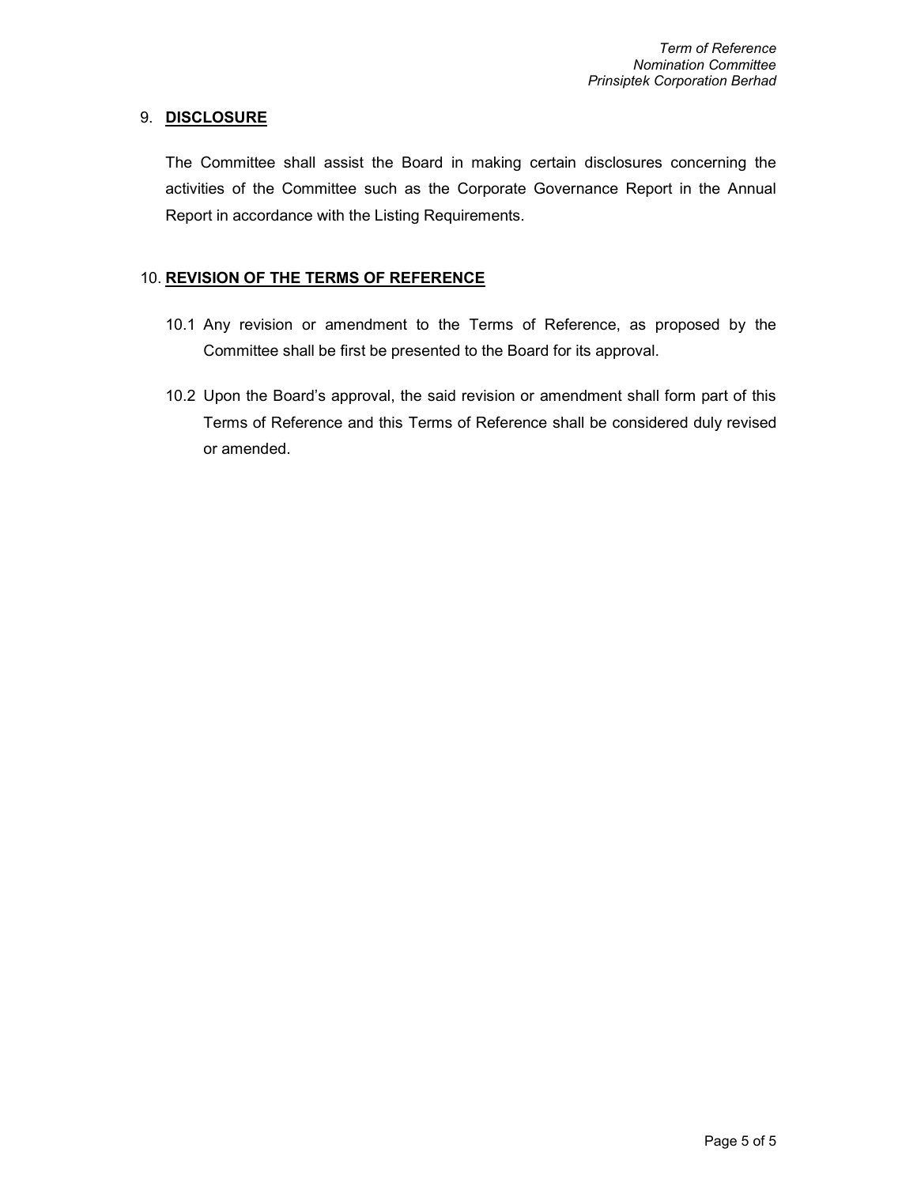## 9. DISCLOSURE

The Committee shall assist the Board in making certain disclosures concerning the activities of the Committee such as the Corporate Governance Report in the Annual Report in accordance with the Listing Requirements.

## 10. REVISION OF THE TERMS OF REFERENCE

10.1 Any revision or amendment to the Terms of Reference, as proposed by the Committee shall be first be presented to the Board for its approval.

10.2 Upon the Board's approval, the said revision or amendment shall form part of this Terms of Reference and this Terms of Reference shall be considered duly revised or amended.